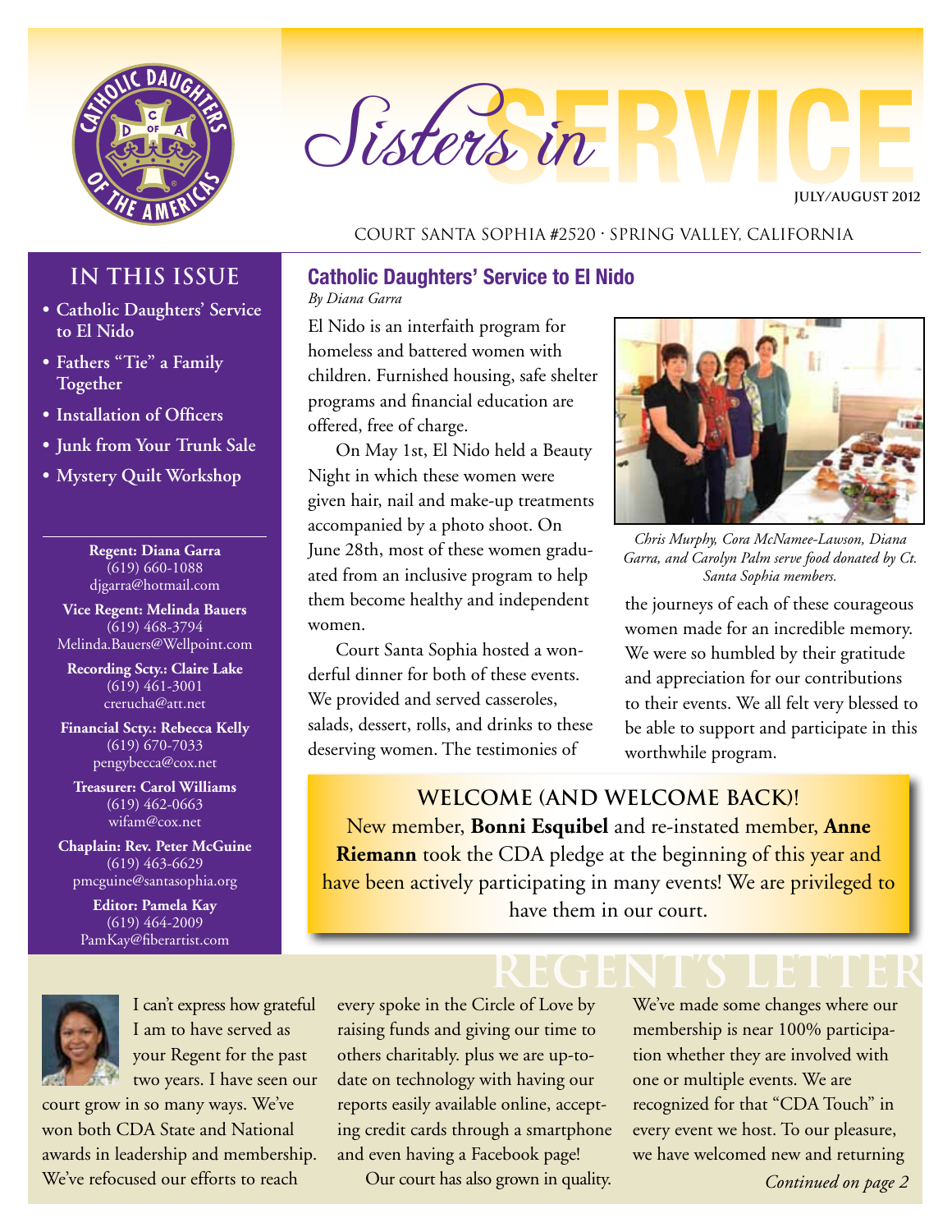# Sisters in SERVICE

JULY/AUGUST 2012

COURT SANTA SOPHIA #2520 · SPRING VALLEY, CALIFORNIA

## IN THIS ISSUE

- Catholic Daughters' Service to El Nido
- Fathers "Tie" a Family Together
- Installation of Officers
- Junk from Your Trunk Sale
- Mystery Quilt Workshop

**Regent: Diana Garra**
(619) 660-1088
djgarra@hotmail.com

**Vice Regent: Melinda Bauers**
(619) 468-3794
Melinda.Bauers@Wellpoint.com

**Recording Scty.: Claire Lake**
(619) 461-3001
crerucha@att.net

**Financial Scty.: Rebecca Kelly**
(619) 670-7033
pengybecca@cox.net

**Treasurer: Carol Williams**
(619) 462-0663
wifam@cox.net

**Chaplain: Rev. Peter McGuine**
(619) 463-6629
pmcguine@santasophia.org

**Editor: Pamela Kay**
(619) 464-2009
PamKay@fiberartist.com

## Catholic Daughters' Service to El Nido

*By Diana Garra*

El Nido is an interfaith program for homeless and battered women with children. Furnished housing, safe shelter programs and financial education are offered, free of charge.

On May 1st, El Nido held a Beauty Night in which these women were given hair, nail and make-up treatments accompanied by a photo shoot. On June 28th, most of these women graduated from an inclusive program to help them become healthy and independent women.

Court Santa Sophia hosted a wonderful dinner for both of these events. We provided and served casseroles, salads, dessert, rolls, and drinks to these deserving women. The testimonies of the journeys of each of these courageous women made for an incredible memory. We were so humbled by their gratitude and appreciation for our contributions to their events. We all felt very blessed to be able to support and participate in this worthwhile program.

*Chris Murphy, Cora McNamee-Lawson, Diana Garra, and Carolyn Palm serve food donated by Ct. Santa Sophia members.*

### WELCOME (AND WELCOME BACK)!

New member, **Bonni Esquibel** and re-instated member, **Anne Riemann** took the CDA pledge at the beginning of this year and have been actively participating in many events! We are privileged to have them in our court.

## REGENT'S LETTER

I can't express how grateful I am to have served as your Regent for the past two years. I have seen our court grow in so many ways. We've won both CDA State and National awards in leadership and membership. We've refocused our efforts to reach every spoke in the Circle of Love by raising funds and giving our time to others charitably. plus we are up-to-date on technology with having our reports easily available online, accepting credit cards through a smartphone and even having a Facebook page!

Our court has also grown in quality. We've made some changes where our membership is near 100% participation whether they are involved with one or multiple events. We are recognized for that "CDA Touch" in every event we host. To our pleasure, we have welcomed new and returning

*Continued on page 2*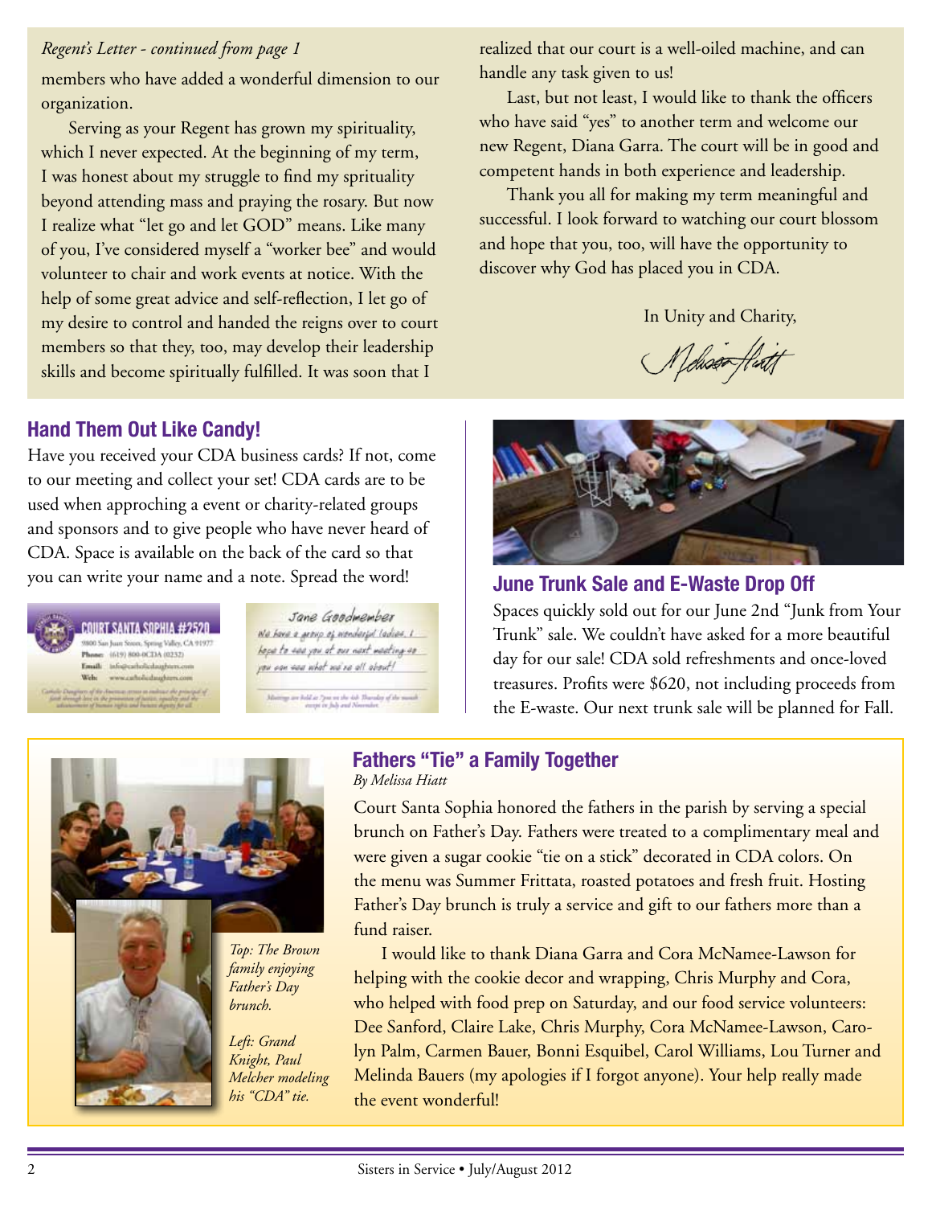*Regent's Letter - continued from page 1*

members who have added a wonderful dimension to our organization.

Serving as your Regent has grown my spirituality, which I never expected. At the beginning of my term, I was honest about my struggle to find my sprituality beyond attending mass and praying the rosary. But now I realize what "let go and let GOD" means. Like many of you, I've considered myself a "worker bee" and would volunteer to chair and work events at notice. With the help of some great advice and self-reflection, I let go of my desire to control and handed the reigns over to court members so that they, too, may develop their leadership skills and become spiritually fulfilled. It was soon that I realized that our court is a well-oiled machine, and can handle any task given to us!

Last, but not least, I would like to thank the officers who have said "yes" to another term and welcome our new Regent, Diana Garra. The court will be in good and competent hands in both experience and leadership.

Thank you all for making my term meaningful and successful. I look forward to watching our court blossom and hope that you, too, will have the opportunity to discover why God has placed you in CDA.

In Unity and Charity,

Melissa Hiatt

## Hand Them Out Like Candy!

Have you received your CDA business cards? If not, come to our meeting and collect your set! CDA cards are to be used when approching a event or charity-related groups and sponsors and to give people who have never heard of CDA. Space is available on the back of the card so that you can write your name and a note. Spread the word!

COURT SANTA SOPHIA #2520
9800 San Juan Street, Spring Valley, CA 91977
Phone: (619) 800-0CDA (0232)
Email: info@catholicdaughters.com
Web: www.catholicdaughters.com

Jane Goodmember
We have a group of wonderful ladies. I hope to see you at our next meeting so you can see what we're all about!

## June Trunk Sale and E-Waste Drop Off

Spaces quickly sold out for our June 2nd "Junk from Your Trunk" sale. We couldn't have asked for a more beautiful day for our sale! CDA sold refreshments and once-loved treasures. Profits were $620, not including proceeds from the E-waste. Our next trunk sale will be planned for Fall.

## Fathers "Tie" a Family Together

*By Melissa Hiatt*

Court Santa Sophia honored the fathers in the parish by serving a special brunch on Father's Day. Fathers were treated to a complimentary meal and were given a sugar cookie "tie on a stick" decorated in CDA colors. On the menu was Summer Frittata, roasted potatoes and fresh fruit. Hosting Father's Day brunch is truly a service and gift to our fathers more than a fund raiser.

I would like to thank Diana Garra and Cora McNamee-Lawson for helping with the cookie decor and wrapping, Chris Murphy and Cora, who helped with food prep on Saturday, and our food service volunteers: Dee Sanford, Claire Lake, Chris Murphy, Cora McNamee-Lawson, Carolyn Palm, Carmen Bauer, Bonni Esquibel, Carol Williams, Lou Turner and Melinda Bauers (my apologies if I forgot anyone). Your help really made the event wonderful!

*Top: The Brown family enjoying Father's Day brunch.*

*Left: Grand Knight, Paul Melcher modeling his "CDA" tie.*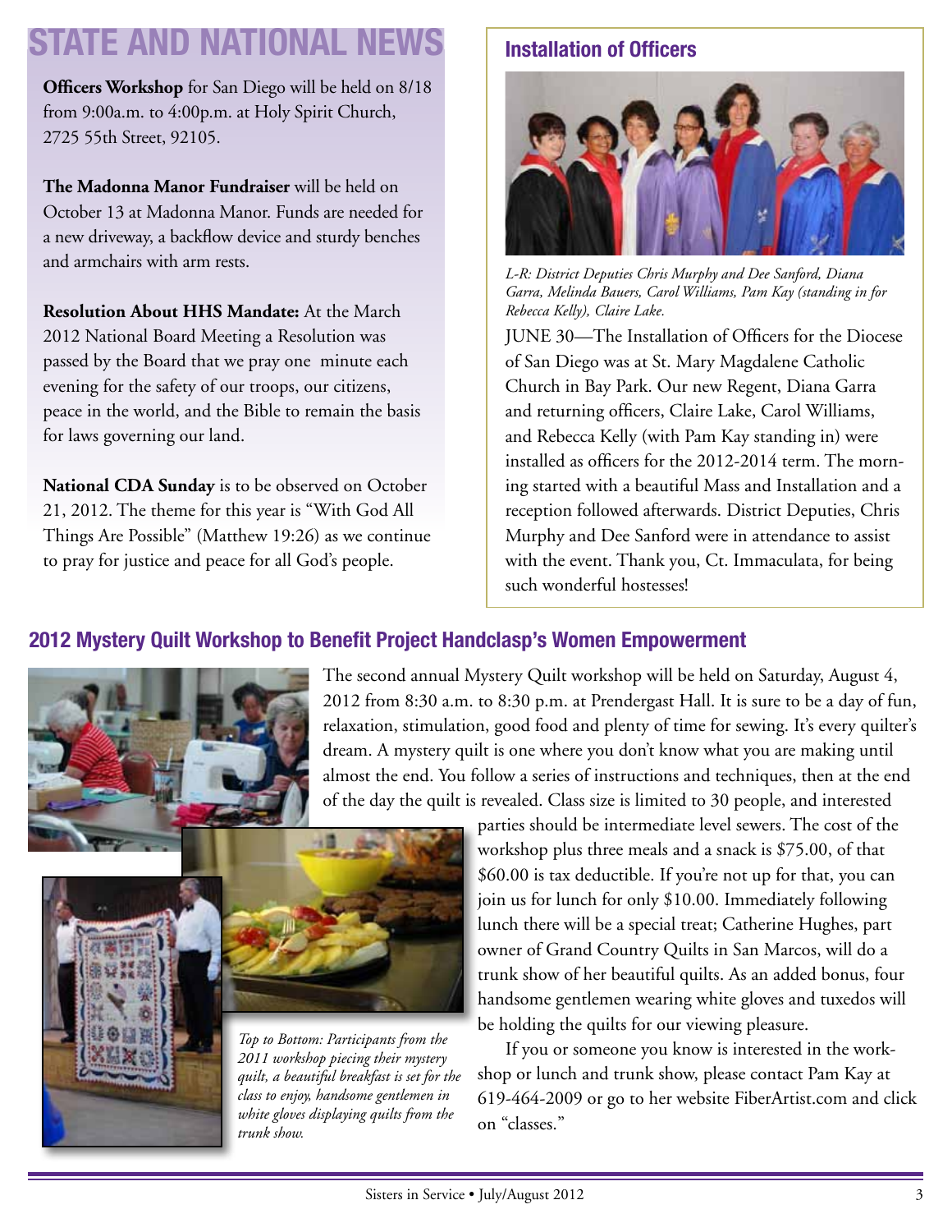# STATE AND NATIONAL NEWS

**Officers Workshop** for San Diego will be held on 8/18 from 9:00a.m. to 4:00p.m. at Holy Spirit Church, 2725 55th Street, 92105.

**The Madonna Manor Fundraiser** will be held on October 13 at Madonna Manor. Funds are needed for a new driveway, a backflow device and sturdy benches and armchairs with arm rests.

**Resolution About HHS Mandate:** At the March 2012 National Board Meeting a Resolution was passed by the Board that we pray one minute each evening for the safety of our troops, our citizens, peace in the world, and the Bible to remain the basis for laws governing our land.

**National CDA Sunday** is to be observed on October 21, 2012. The theme for this year is "With God All Things Are Possible" (Matthew 19:26) as we continue to pray for justice and peace for all God's people.

## Installation of Officers

*L-R: District Deputies Chris Murphy and Dee Sanford, Diana Garra, Melinda Bauers, Carol Williams, Pam Kay (standing in for Rebecca Kelly), Claire Lake.*

JUNE 30—The Installation of Officers for the Diocese of San Diego was at St. Mary Magdalene Catholic Church in Bay Park. Our new Regent, Diana Garra and returning officers, Claire Lake, Carol Williams, and Rebecca Kelly (with Pam Kay standing in) were installed as officers for the 2012-2014 term. The morning started with a beautiful Mass and Installation and a reception followed afterwards. District Deputies, Chris Murphy and Dee Sanford were in attendance to assist with the event. Thank you, Ct. Immaculata, for being such wonderful hostesses!

## 2012 Mystery Quilt Workshop to Benefit Project Handclasp's Women Empowerment

The second annual Mystery Quilt workshop will be held on Saturday, August 4, 2012 from 8:30 a.m. to 8:30 p.m. at Prendergast Hall. It is sure to be a day of fun, relaxation, stimulation, good food and plenty of time for sewing. It's every quilter's dream. A mystery quilt is one where you don't know what you are making until almost the end. You follow a series of instructions and techniques, then at the end of the day the quilt is revealed. Class size is limited to 30 people, and interested parties should be intermediate level sewers. The cost of the workshop plus three meals and a snack is $75.00, of that $60.00 is tax deductible. If you're not up for that, you can join us for lunch for only $10.00. Immediately following lunch there will be a special treat; Catherine Hughes, part owner of Grand Country Quilts in San Marcos, will do a trunk show of her beautiful quilts. As an added bonus, four handsome gentlemen wearing white gloves and tuxedos will be holding the quilts for our viewing pleasure.

If you or someone you know is interested in the workshop or lunch and trunk show, please contact Pam Kay at 619-464-2009 or go to her website FiberArtist.com and click on "classes."

*Top to Bottom: Participants from the 2011 workshop piecing their mystery quilt, a beautiful breakfast is set for the class to enjoy, handsome gentlemen in white gloves displaying quilts from the trunk show.*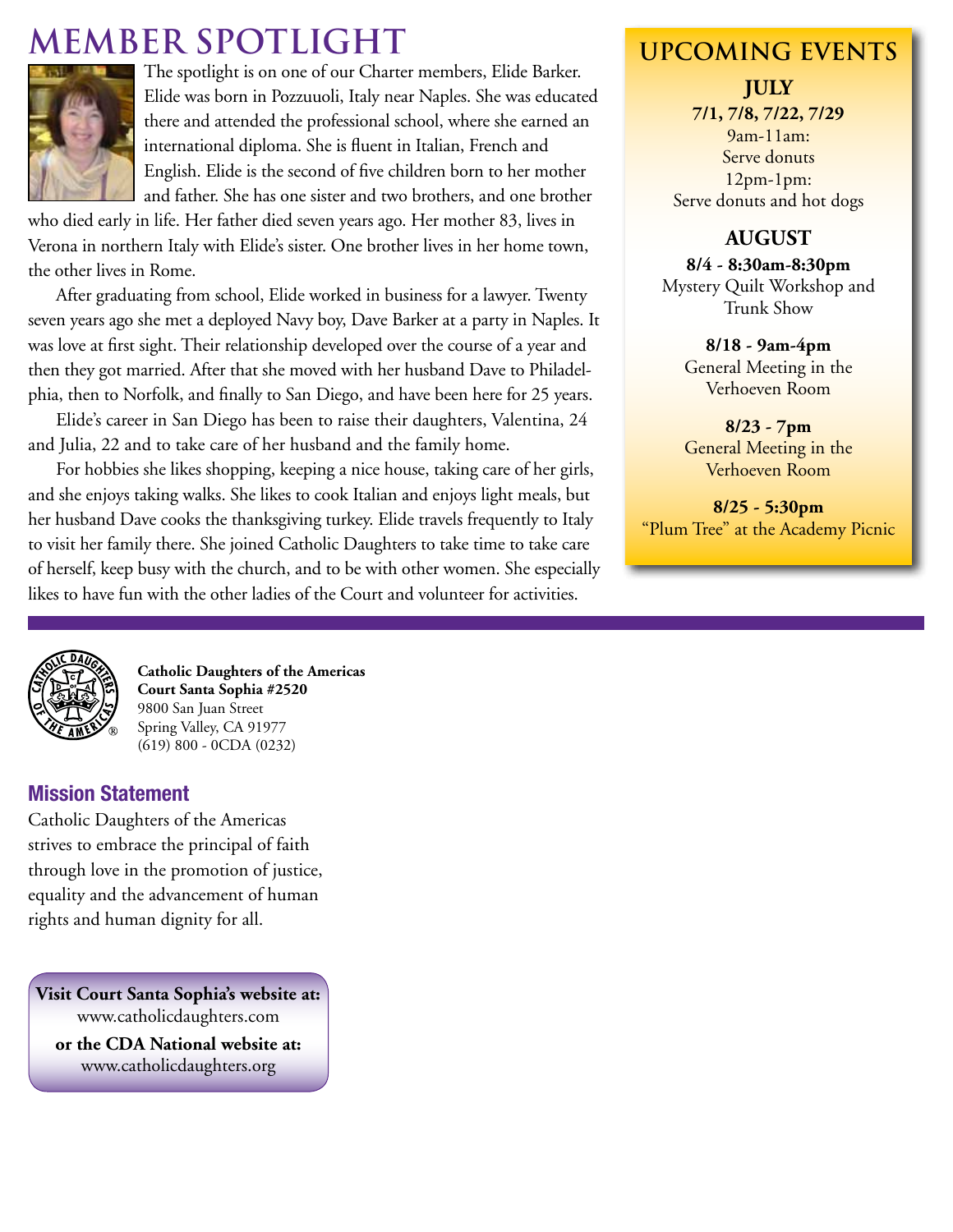# MEMBER SPOTLIGHT

The spotlight is on one of our Charter members, Elide Barker. Elide was born in Pozzuuoli, Italy near Naples. She was educated there and attended the professional school, where she earned an international diploma. She is fluent in Italian, French and English. Elide is the second of five children born to her mother and father. She has one sister and two brothers, and one brother who died early in life. Her father died seven years ago. Her mother 83, lives in Verona in northern Italy with Elide's sister. One brother lives in her home town, the other lives in Rome.

After graduating from school, Elide worked in business for a lawyer. Twenty seven years ago she met a deployed Navy boy, Dave Barker at a party in Naples. It was love at first sight. Their relationship developed over the course of a year and then they got married. After that she moved with her husband Dave to Philadelphia, then to Norfolk, and finally to San Diego, and have been here for 25 years.

Elide's career in San Diego has been to raise their daughters, Valentina, 24 and Julia, 22 and to take care of her husband and the family home.

For hobbies she likes shopping, keeping a nice house, taking care of her girls, and she enjoys taking walks. She likes to cook Italian and enjoys light meals, but her husband Dave cooks the thanksgiving turkey. Elide travels frequently to Italy to visit her family there. She joined Catholic Daughters to take time to take care of herself, keep busy with the church, and to be with other women. She especially likes to have fun with the other ladies of the Court and volunteer for activities.

## UPCOMING EVENTS

### JULY

**7/1, 7/8, 7/22, 7/29**
9am-11am:
Serve donuts
12pm-1pm:
Serve donuts and hot dogs

### AUGUST

**8/4 - 8:30am-8:30pm**
Mystery Quilt Workshop and Trunk Show

**8/18 - 9am-4pm**
General Meeting in the Verhoeven Room

**8/23 - 7pm**
General Meeting in the Verhoeven Room

**8/25 - 5:30pm**
"Plum Tree" at the Academy Picnic

---

**Catholic Daughters of the Americas**
**Court Santa Sophia #2520**
9800 San Juan Street
Spring Valley, CA 91977
(619) 800 - 0CDA (0232)

## Mission Statement

Catholic Daughters of the Americas strives to embrace the principal of faith through love in the promotion of justice, equality and the advancement of human rights and human dignity for all.

**Visit Court Santa Sophia's website at:**
www.catholicdaughters.com
**or the CDA National website at:**
www.catholicdaughters.org